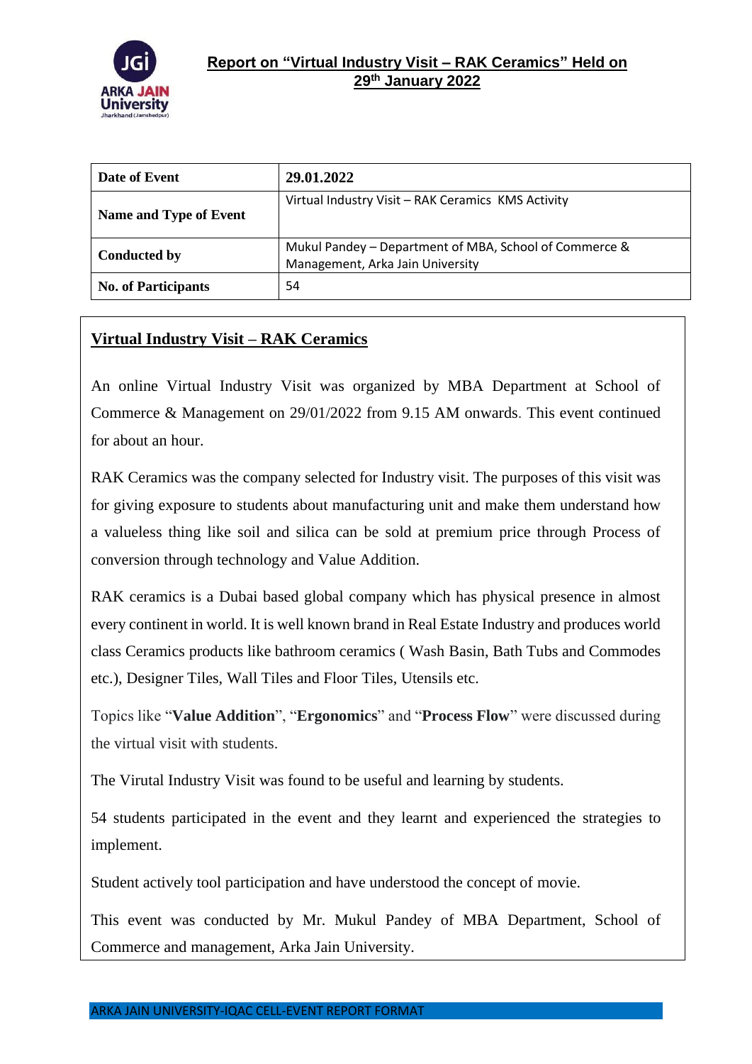# Report on "Virtual Industry Visit – RAK Ceramics" Held on 29th January 2022

| | |
|---|---|
| **Date of Event** | **29.01.2022** |
| **Name and Type of Event** | Virtual Industry Visit – RAK Ceramics KMS Activity |
| **Conducted by** | Mukul Pandey – Department of MBA, School of Commerce & Management, Arka Jain University |
| **No. of Participants** | 54 |

## Virtual Industry Visit – RAK Ceramics

An online Virtual Industry Visit was organized by MBA Department at School of Commerce & Management on 29/01/2022 from 9.15 AM onwards. This event continued for about an hour.

RAK Ceramics was the company selected for Industry visit. The purposes of this visit was for giving exposure to students about manufacturing unit and make them understand how a valueless thing like soil and silica can be sold at premium price through Process of conversion through technology and Value Addition.

RAK ceramics is a Dubai based global company which has physical presence in almost every continent in world. It is well known brand in Real Estate Industry and produces world class Ceramics products like bathroom ceramics ( Wash Basin, Bath Tubs and Commodes etc.), Designer Tiles, Wall Tiles and Floor Tiles, Utensils etc.

Topics like "**Value Addition**", "**Ergonomics**" and "**Process Flow**" were discussed during the virtual visit with students.

The Virutal Industry Visit was found to be useful and learning by students.

54 students participated in the event and they learnt and experienced the strategies to implement.

Student actively tool participation and have understood the concept of movie.

This event was conducted by Mr. Mukul Pandey of MBA Department, School of Commerce and management, Arka Jain University.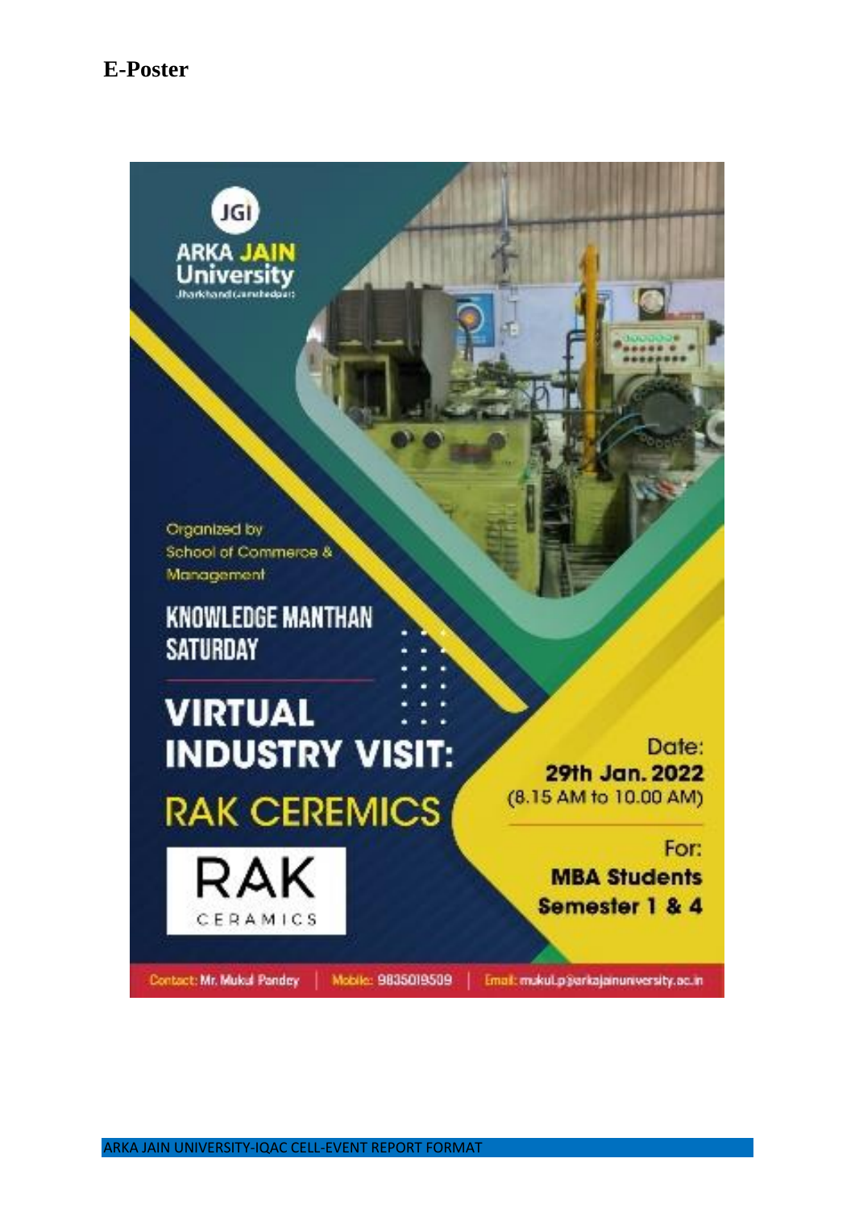## E-Poster

ARKA JAIN University
Jharkhand (Jamshedpur)

Organized by
School of Commerce & Management

KNOWLEDGE MANTHAN SATURDAY

VIRTUAL INDUSTRY VISIT:

RAK CEREMICS

RAK CERAMICS

Date:
**29th Jan. 2022**
(8.15 AM to 10.00 AM)

For:
**MBA Students**
**Semester 1 & 4**

Contact: Mr. Mukul Pandey | Mobile: 9835019509 | Email: mukul.p@arkajainuniversity.ac.in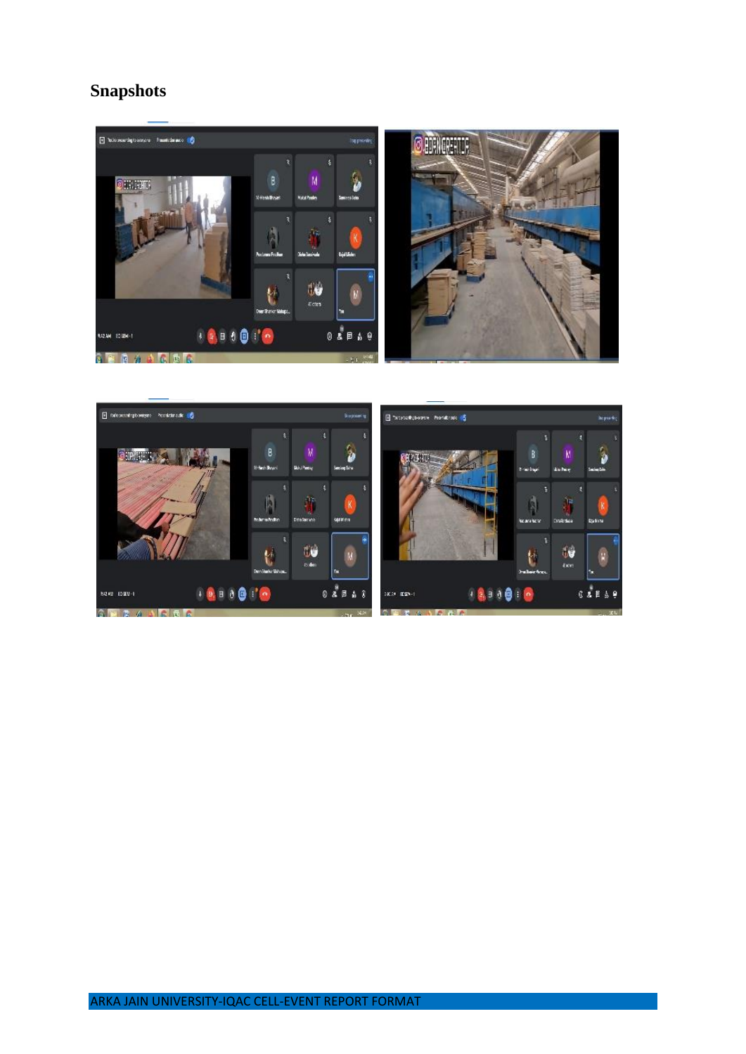## Snapshots